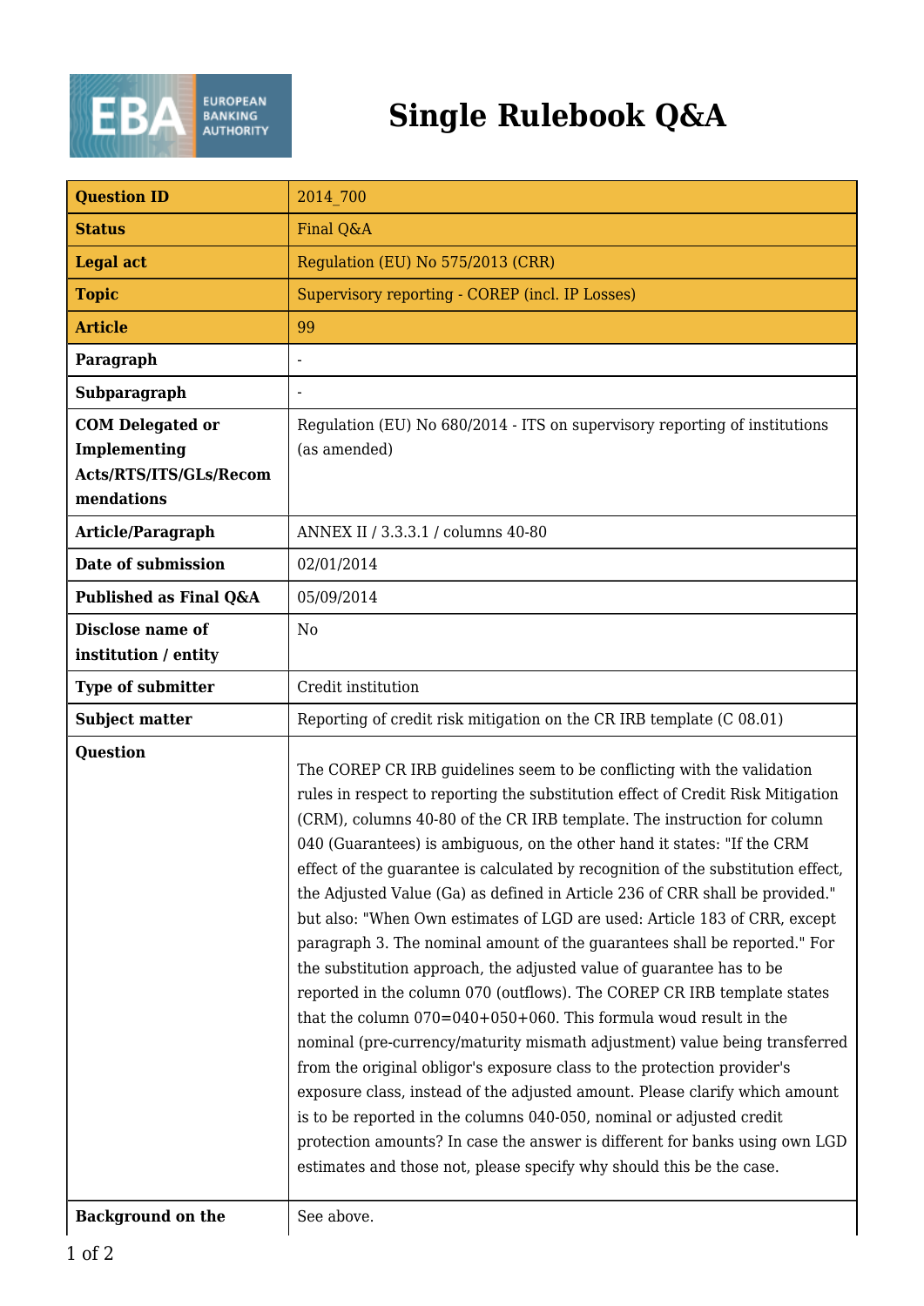# Single Rulebook Q&A

| Question ID | 2014_700 |
|---|---|
| Status | Final Q&A |
| Legal act | Regulation (EU) No 575/2013 (CRR) |
| Topic | Supervisory reporting - COREP (incl. IP Losses) |
| Article | 99 |
| Paragraph | - |
| Subparagraph | - |
| COM Delegated or Implementing Acts/RTS/ITS/GLs/Recommendations | Regulation (EU) No 680/2014 - ITS on supervisory reporting of institutions (as amended) |
| Article/Paragraph | ANNEX II / 3.3.3.1 / columns 40-80 |
| Date of submission | 02/01/2014 |
| Published as Final Q&A | 05/09/2014 |
| Disclose name of institution / entity | No |
| Type of submitter | Credit institution |
| Subject matter | Reporting of credit risk mitigation on the CR IRB template (C 08.01) |
| Question | The COREP CR IRB guidelines seem to be conflicting with the validation rules in respect to reporting the substitution effect of Credit Risk Mitigation (CRM), columns 40-80 of the CR IRB template. The instruction for column 040 (Guarantees) is ambiguous, on the other hand it states: "If the CRM effect of the guarantee is calculated by recognition of the substitution effect, the Adjusted Value (Ga) as defined in Article 236 of CRR shall be provided." but also: "When Own estimates of LGD are used: Article 183 of CRR, except paragraph 3. The nominal amount of the guarantees shall be reported." For the substitution approach, the adjusted value of guarantee has to be reported in the column 070 (outflows). The COREP CR IRB template states that the column 070=040+050+060. This formula woud result in the nominal (pre-currency/maturity mismath adjustment) value being transferred from the original obligor's exposure class to the protection provider's exposure class, instead of the adjusted amount. Please clarify which amount is to be reported in the columns 040-050, nominal or adjusted credit protection amounts? In case the answer is different for banks using own LGD estimates and those not, please specify why should this be the case. |
| Background on the | See above. |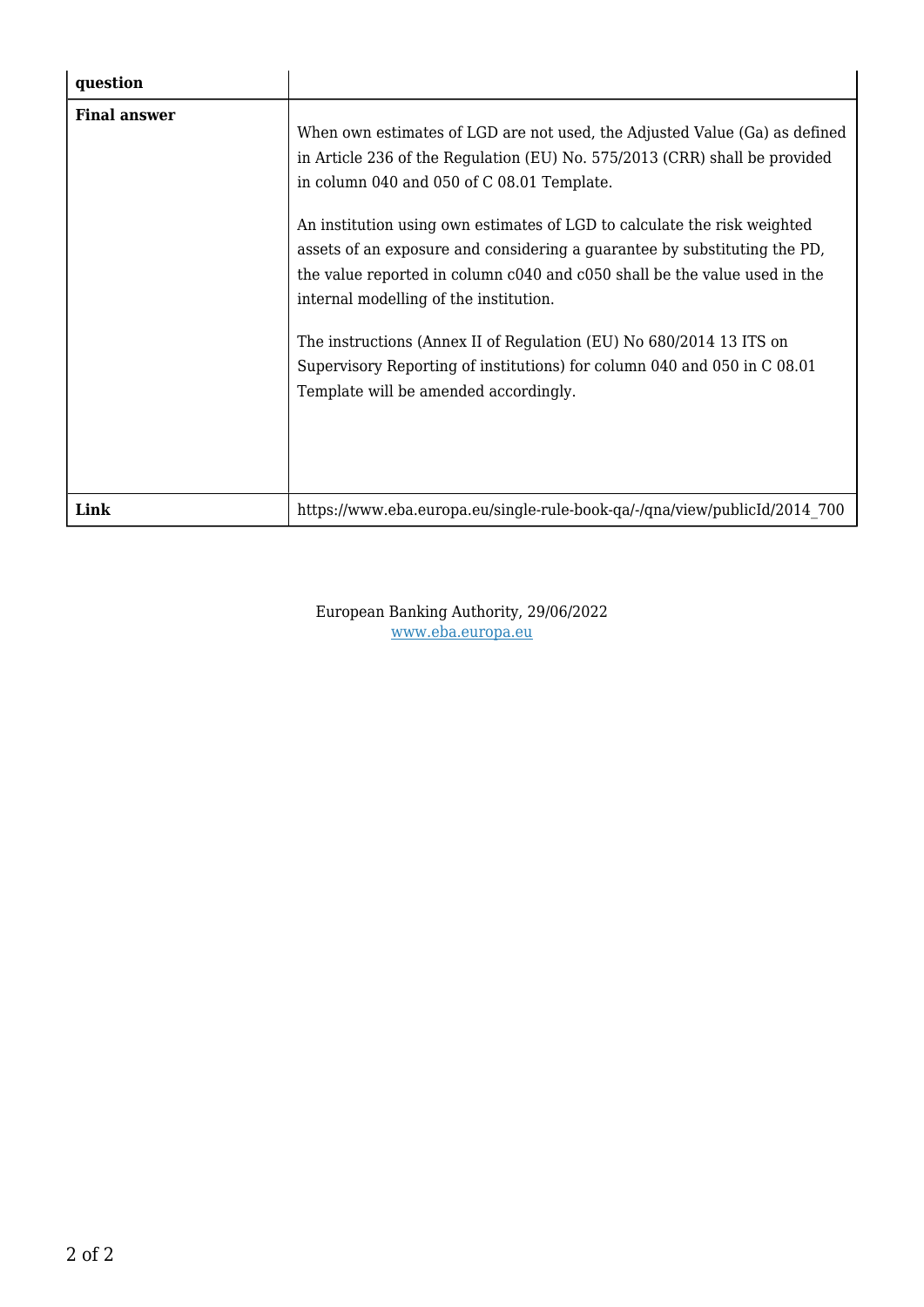| | |
|---|---|
| **question** | |
| **Final answer** | When own estimates of LGD are not used, the Adjusted Value (Ga) as defined in Article 236 of the Regulation (EU) No. 575/2013 (CRR) shall be provided in column 040 and 050 of C 08.01 Template.<br><br>An institution using own estimates of LGD to calculate the risk weighted assets of an exposure and considering a guarantee by substituting the PD, the value reported in column c040 and c050 shall be the value used in the internal modelling of the institution.<br><br>The instructions (Annex II of Regulation (EU) No 680/2014 13 ITS on Supervisory Reporting of institutions) for column 040 and 050 in C 08.01 Template will be amended accordingly. |
| **Link** | https://www.eba.europa.eu/single-rule-book-qa/-/qna/view/publicId/2014_700 |

European Banking Authority, 29/06/2022
www.eba.europa.eu